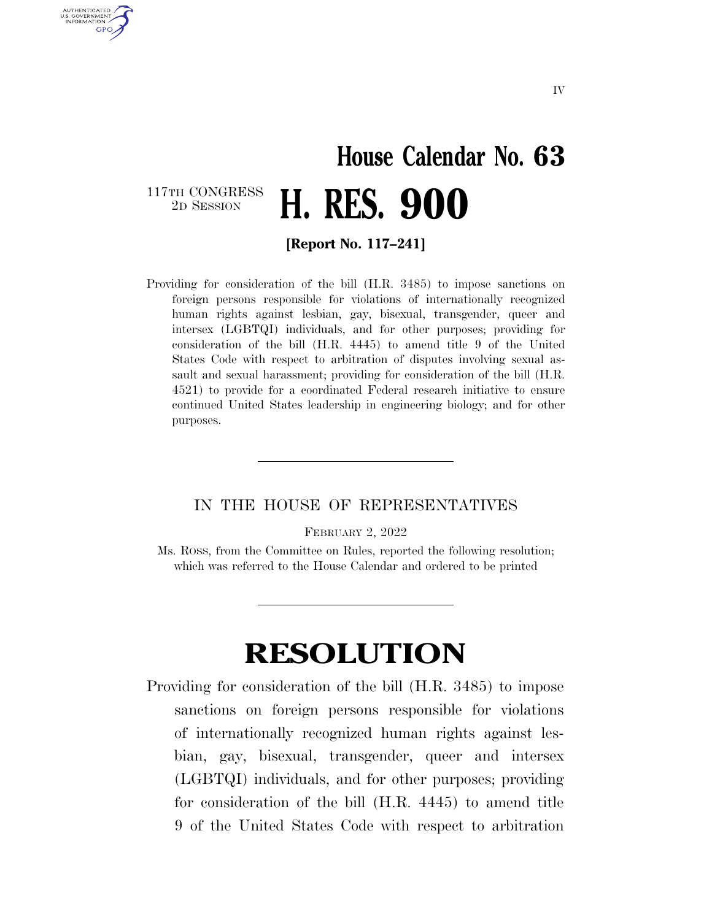IV

# House Calendar No. 63

117TH CONGRESS
2D SESSION

# H. RES. 900

**[Report No. 117–241]**

Providing for consideration of the bill (H.R. 3485) to impose sanctions on foreign persons responsible for violations of internationally recognized human rights against lesbian, gay, bisexual, transgender, queer and intersex (LGBTQI) individuals, and for other purposes; providing for consideration of the bill (H.R. 4445) to amend title 9 of the United States Code with respect to arbitration of disputes involving sexual assault and sexual harassment; providing for consideration of the bill (H.R. 4521) to provide for a coordinated Federal research initiative to ensure continued United States leadership in engineering biology; and for other purposes.

---

IN THE HOUSE OF REPRESENTATIVES

FEBRUARY 2, 2022

Ms. ROSS, from the Committee on Rules, reported the following resolution; which was referred to the House Calendar and ordered to be printed

---

# RESOLUTION

Providing for consideration of the bill (H.R. 3485) to impose sanctions on foreign persons responsible for violations of internationally recognized human rights against lesbian, gay, bisexual, transgender, queer and intersex (LGBTQI) individuals, and for other purposes; providing for consideration of the bill (H.R. 4445) to amend title 9 of the United States Code with respect to arbitration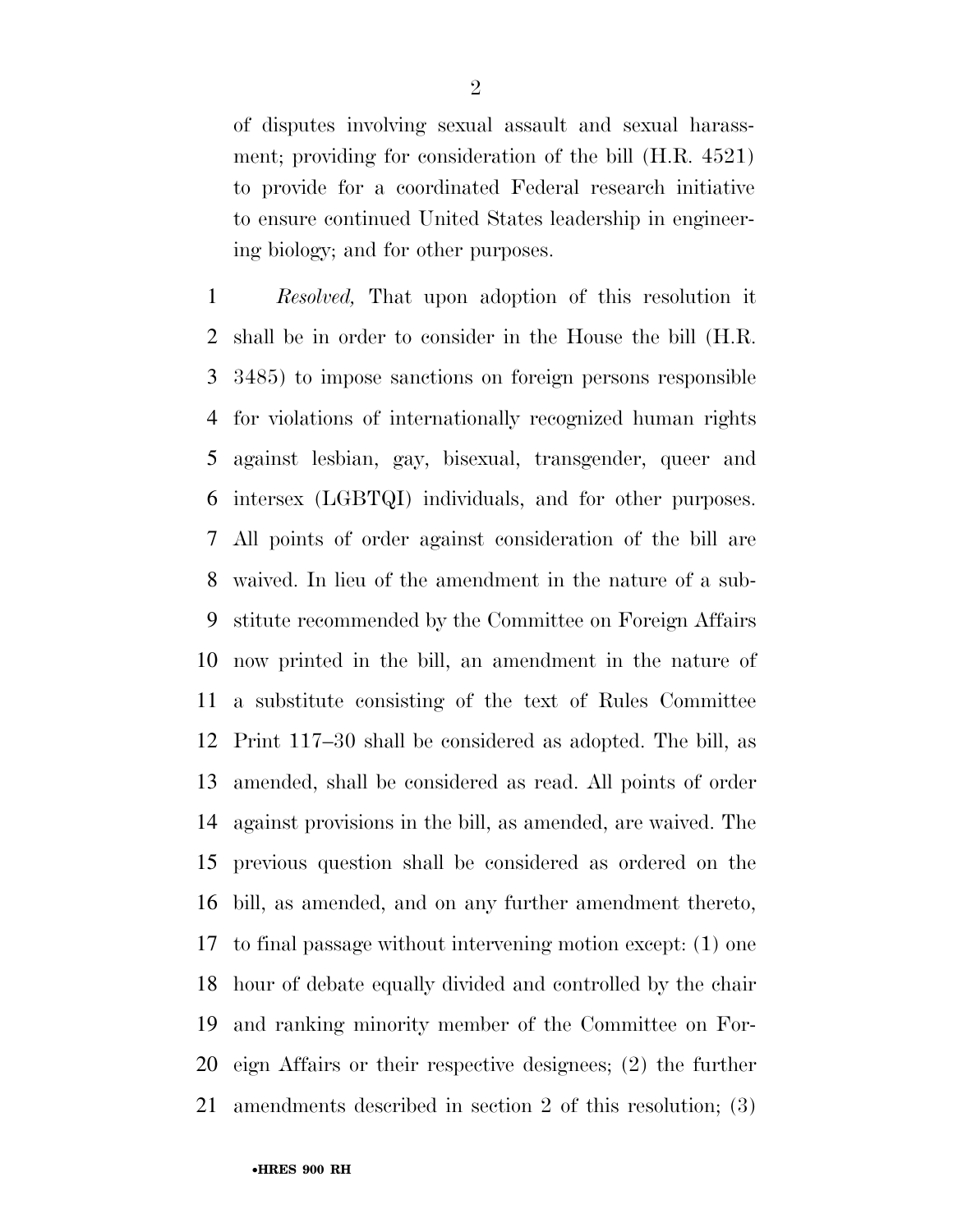of disputes involving sexual assault and sexual harassment; providing for consideration of the bill (H.R. 4521) to provide for a coordinated Federal research initiative to ensure continued United States leadership in engineering biology; and for other purposes.

*Resolved,* That upon adoption of this resolution it shall be in order to consider in the House the bill (H.R. 3485) to impose sanctions on foreign persons responsible for violations of internationally recognized human rights against lesbian, gay, bisexual, transgender, queer and intersex (LGBTQI) individuals, and for other purposes. All points of order against consideration of the bill are waived. In lieu of the amendment in the nature of a substitute recommended by the Committee on Foreign Affairs now printed in the bill, an amendment in the nature of a substitute consisting of the text of Rules Committee Print 117–30 shall be considered as adopted. The bill, as amended, shall be considered as read. All points of order against provisions in the bill, as amended, are waived. The previous question shall be considered as ordered on the bill, as amended, and on any further amendment thereto, to final passage without intervening motion except: (1) one hour of debate equally divided and controlled by the chair and ranking minority member of the Committee on Foreign Affairs or their respective designees; (2) the further amendments described in section 2 of this resolution; (3)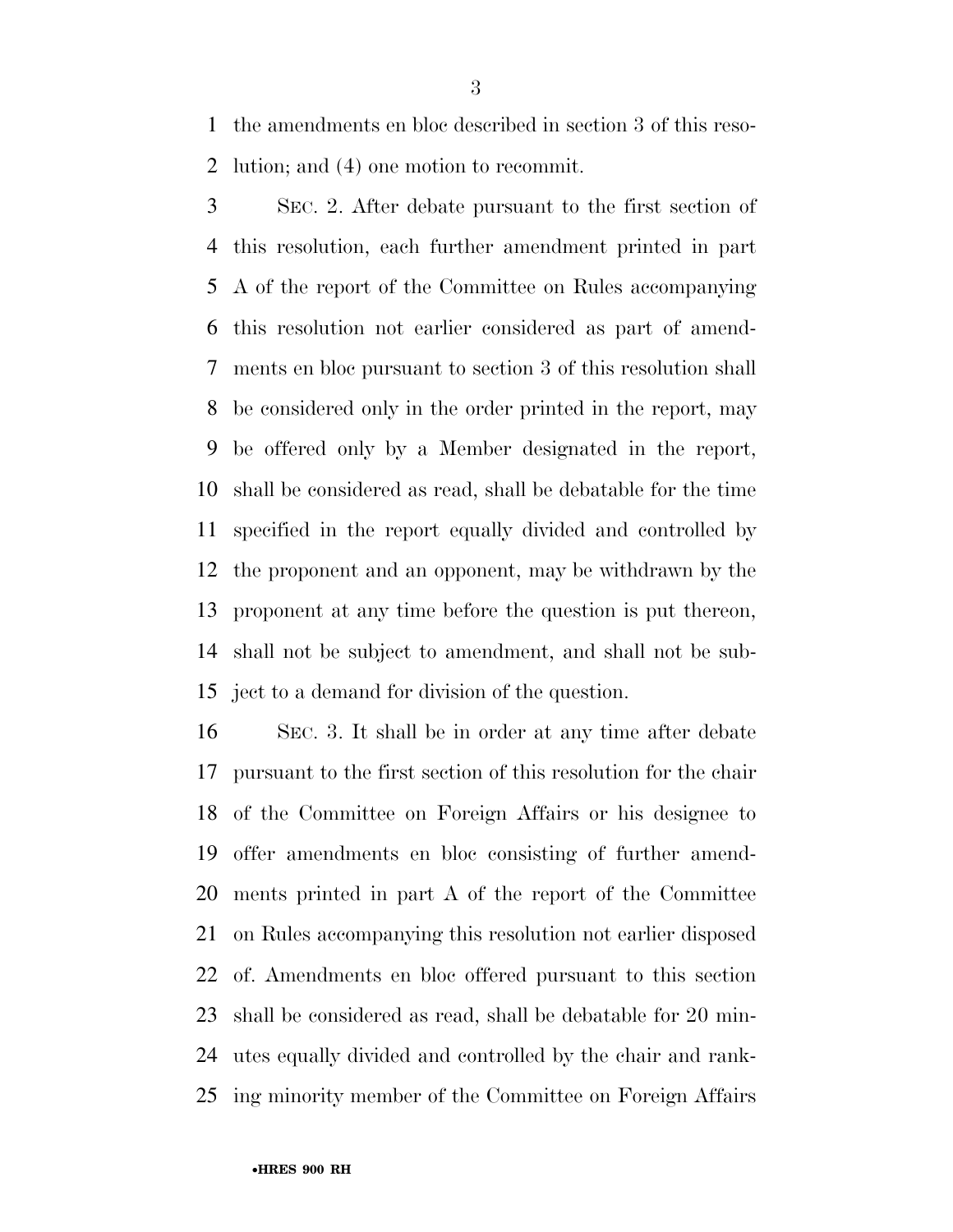the amendments en bloc described in section 3 of this resolution; and (4) one motion to recommit.

SEC. 2. After debate pursuant to the first section of this resolution, each further amendment printed in part A of the report of the Committee on Rules accompanying this resolution not earlier considered as part of amendments en bloc pursuant to section 3 of this resolution shall be considered only in the order printed in the report, may be offered only by a Member designated in the report, shall be considered as read, shall be debatable for the time specified in the report equally divided and controlled by the proponent and an opponent, may be withdrawn by the proponent at any time before the question is put thereon, shall not be subject to amendment, and shall not be subject to a demand for division of the question.

SEC. 3. It shall be in order at any time after debate pursuant to the first section of this resolution for the chair of the Committee on Foreign Affairs or his designee to offer amendments en bloc consisting of further amendments printed in part A of the report of the Committee on Rules accompanying this resolution not earlier disposed of. Amendments en bloc offered pursuant to this section shall be considered as read, shall be debatable for 20 minutes equally divided and controlled by the chair and ranking minority member of the Committee on Foreign Affairs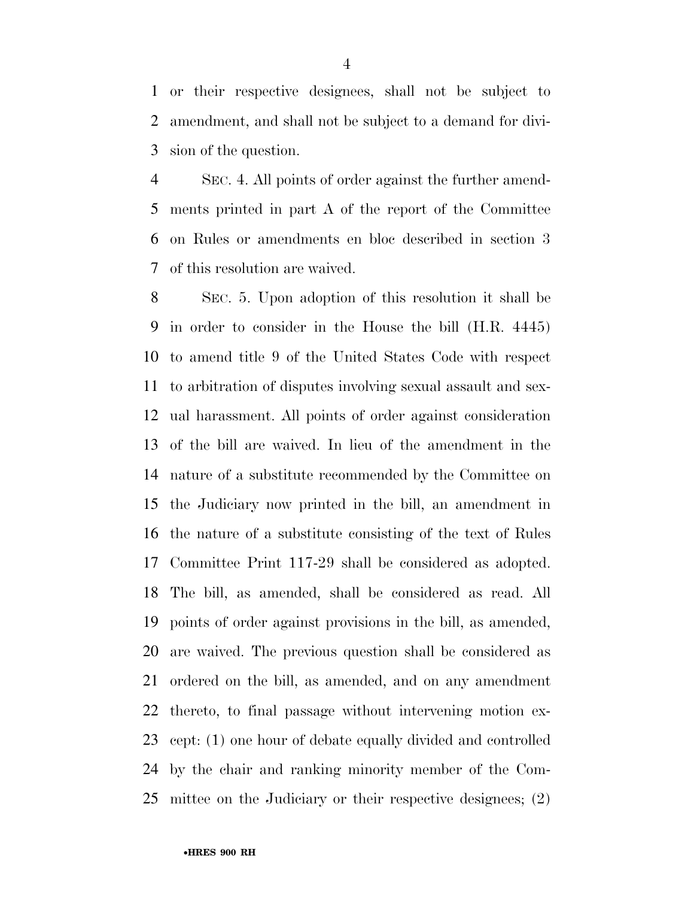or their respective designees, shall not be subject to amendment, and shall not be subject to a demand for division of the question.

SEC. 4. All points of order against the further amendments printed in part A of the report of the Committee on Rules or amendments en bloc described in section 3 of this resolution are waived.

SEC. 5. Upon adoption of this resolution it shall be in order to consider in the House the bill (H.R. 4445) to amend title 9 of the United States Code with respect to arbitration of disputes involving sexual assault and sexual harassment. All points of order against consideration of the bill are waived. In lieu of the amendment in the nature of a substitute recommended by the Committee on the Judiciary now printed in the bill, an amendment in the nature of a substitute consisting of the text of Rules Committee Print 117-29 shall be considered as adopted. The bill, as amended, shall be considered as read. All points of order against provisions in the bill, as amended, are waived. The previous question shall be considered as ordered on the bill, as amended, and on any amendment thereto, to final passage without intervening motion except: (1) one hour of debate equally divided and controlled by the chair and ranking minority member of the Committee on the Judiciary or their respective designees; (2)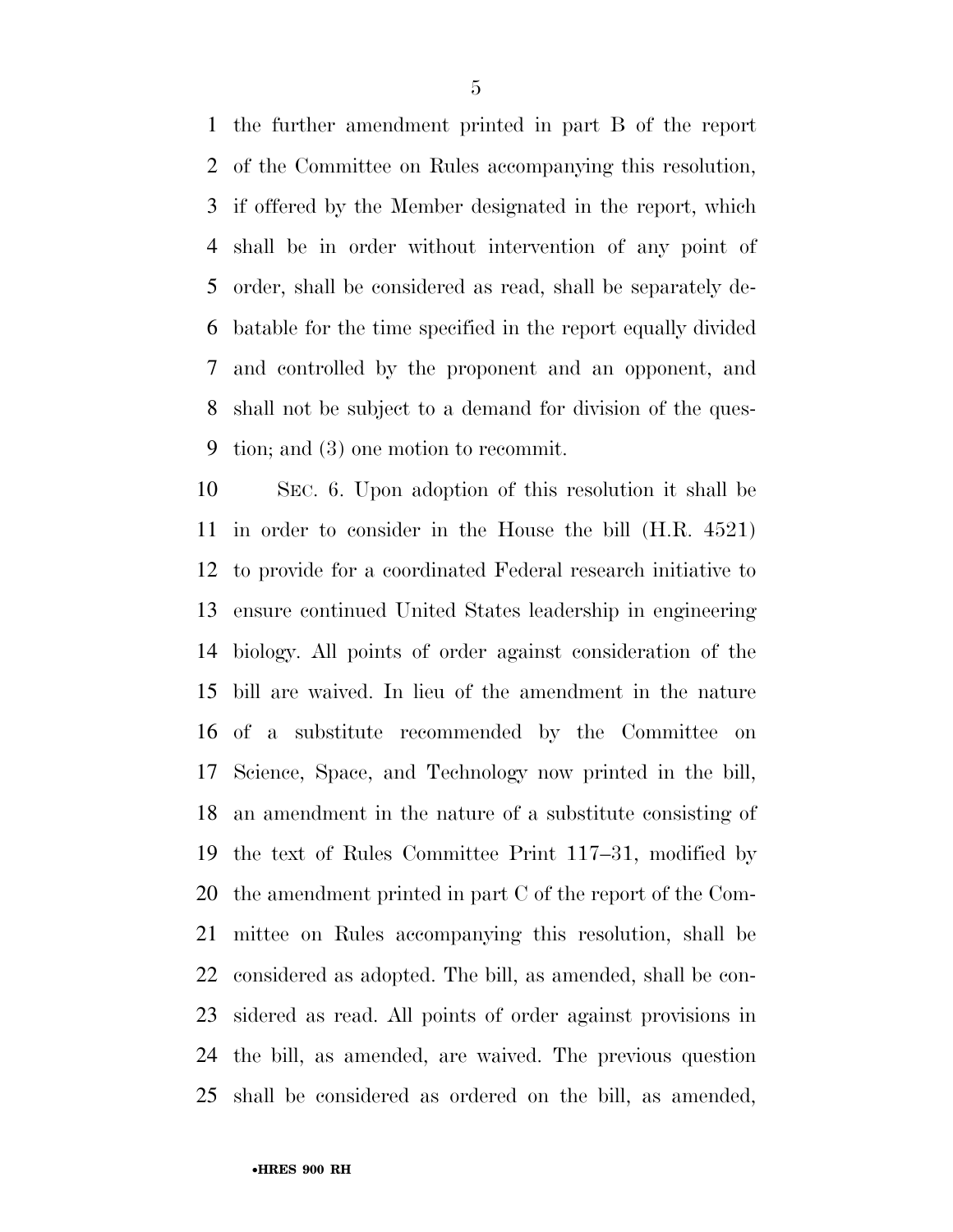the further amendment printed in part B of the report of the Committee on Rules accompanying this resolution, if offered by the Member designated in the report, which shall be in order without intervention of any point of order, shall be considered as read, shall be separately debatable for the time specified in the report equally divided and controlled by the proponent and an opponent, and shall not be subject to a demand for division of the question; and (3) one motion to recommit.

SEC. 6. Upon adoption of this resolution it shall be in order to consider in the House the bill (H.R. 4521) to provide for a coordinated Federal research initiative to ensure continued United States leadership in engineering biology. All points of order against consideration of the bill are waived. In lieu of the amendment in the nature of a substitute recommended by the Committee on Science, Space, and Technology now printed in the bill, an amendment in the nature of a substitute consisting of the text of Rules Committee Print 117–31, modified by the amendment printed in part C of the report of the Committee on Rules accompanying this resolution, shall be considered as adopted. The bill, as amended, shall be considered as read. All points of order against provisions in the bill, as amended, are waived. The previous question shall be considered as ordered on the bill, as amended,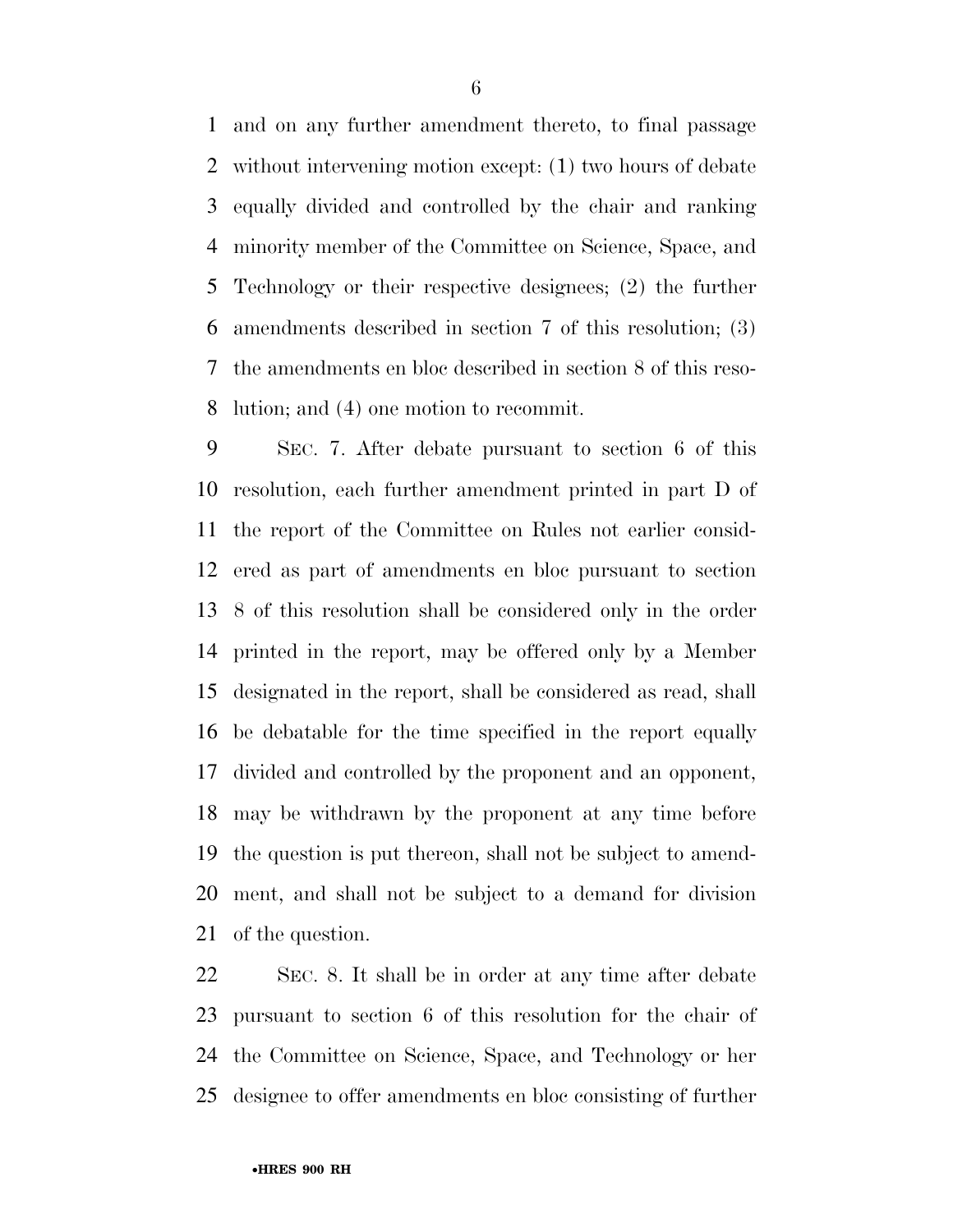and on any further amendment thereto, to final passage without intervening motion except: (1) two hours of debate equally divided and controlled by the chair and ranking minority member of the Committee on Science, Space, and Technology or their respective designees; (2) the further amendments described in section 7 of this resolution; (3) the amendments en bloc described in section 8 of this resolution; and (4) one motion to recommit.

SEC. 7. After debate pursuant to section 6 of this resolution, each further amendment printed in part D of the report of the Committee on Rules not earlier considered as part of amendments en bloc pursuant to section 8 of this resolution shall be considered only in the order printed in the report, may be offered only by a Member designated in the report, shall be considered as read, shall be debatable for the time specified in the report equally divided and controlled by the proponent and an opponent, may be withdrawn by the proponent at any time before the question is put thereon, shall not be subject to amendment, and shall not be subject to a demand for division of the question.

SEC. 8. It shall be in order at any time after debate pursuant to section 6 of this resolution for the chair of the Committee on Science, Space, and Technology or her designee to offer amendments en bloc consisting of further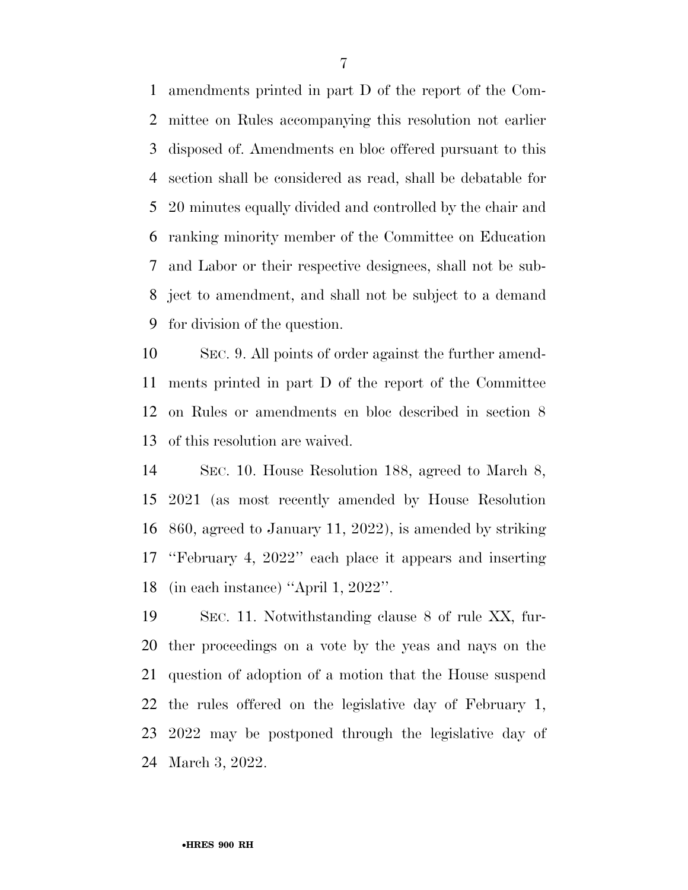amendments printed in part D of the report of the Committee on Rules accompanying this resolution not earlier disposed of. Amendments en bloc offered pursuant to this section shall be considered as read, shall be debatable for 20 minutes equally divided and controlled by the chair and ranking minority member of the Committee on Education and Labor or their respective designees, shall not be subject to amendment, and shall not be subject to a demand for division of the question.

SEC. 9. All points of order against the further amendments printed in part D of the report of the Committee on Rules or amendments en bloc described in section 8 of this resolution are waived.

SEC. 10. House Resolution 188, agreed to March 8, 2021 (as most recently amended by House Resolution 860, agreed to January 11, 2022), is amended by striking "February 4, 2022" each place it appears and inserting (in each instance) "April 1, 2022".

SEC. 11. Notwithstanding clause 8 of rule XX, further proceedings on a vote by the yeas and nays on the question of adoption of a motion that the House suspend the rules offered on the legislative day of February 1, 2022 may be postponed through the legislative day of March 3, 2022.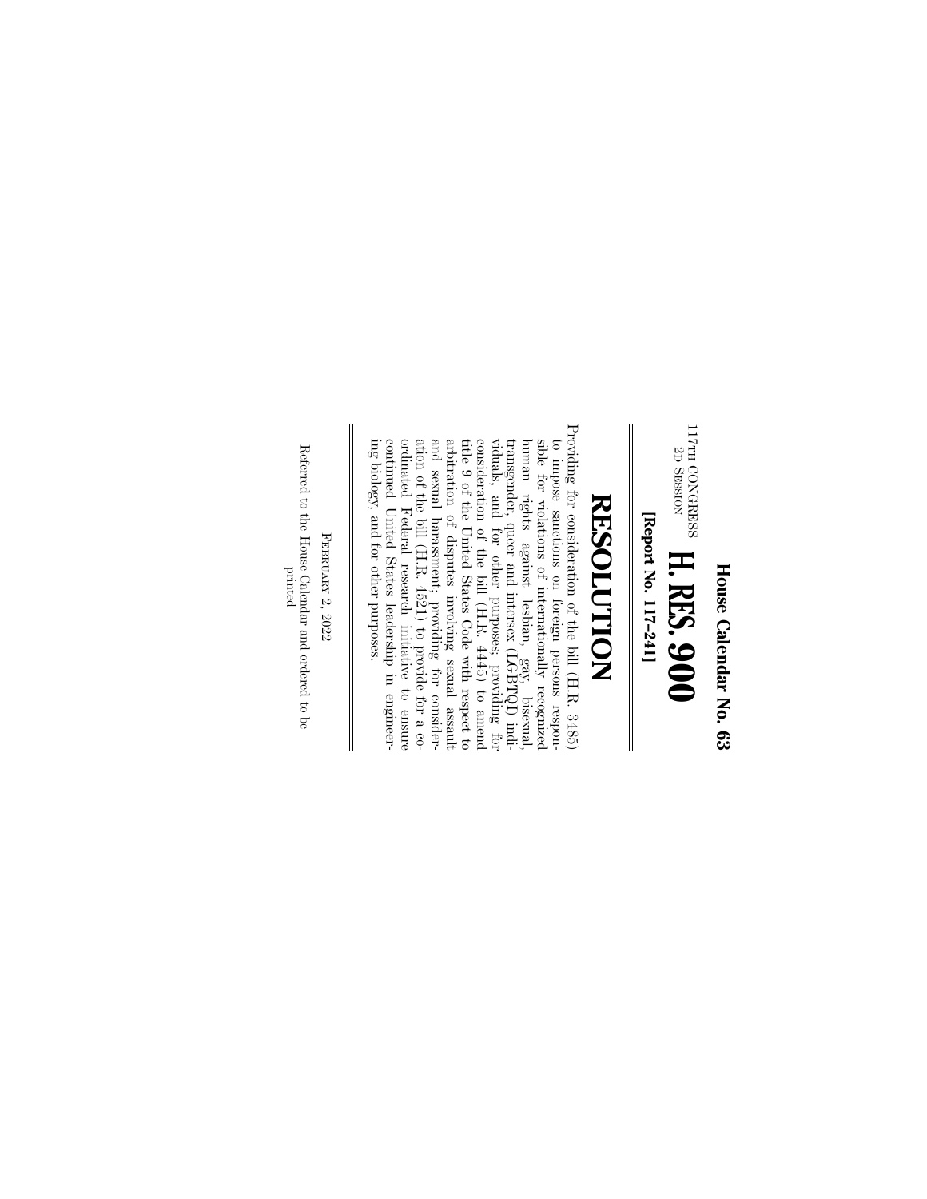House Calendar No. 63

117TH CONGRESS
2D SESSION

# H. RES. 900

**[Report No. 117–241]**

# RESOLUTION

Providing for consideration of the bill (H.R. 3485) to impose sanctions on foreign persons responsible for violations of internationally recognized human rights against lesbian, gay, bisexual, transgender, queer and intersex (LGBTQI) individuals, and for other purposes; providing for consideration of the bill (H.R. 4445) to amend title 9 of the United States Code with respect to arbitration of disputes involving sexual assault and sexual harassment; providing for consideration of the bill (H.R. 4521) to provide for a coordinated Federal research initiative to ensure continued United States leadership in engineering biology; and for other purposes.

---

FEBRUARY 2, 2022

Referred to the House Calendar and ordered to be printed